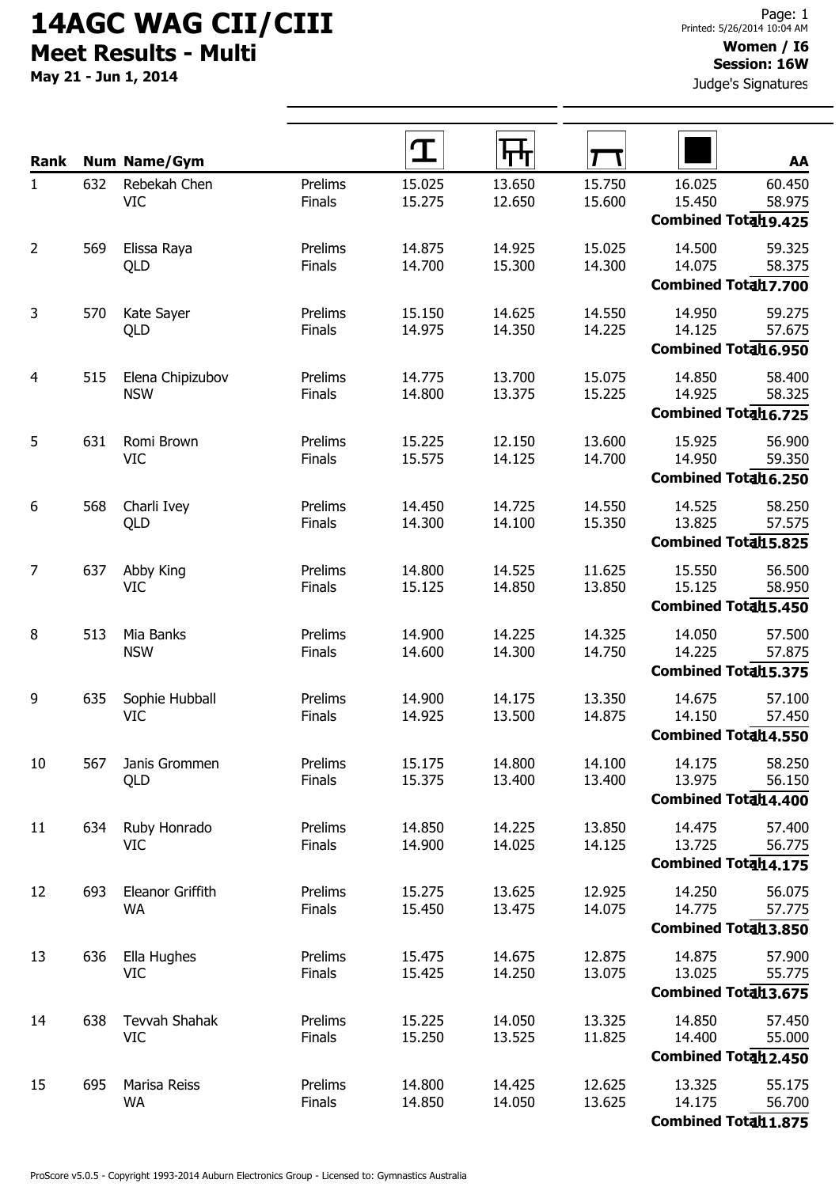# 14AGC WAG CII/CIII

## Meet Results - Multi

**May 21 - Jun 1, 2014**

Printed: 5/26/2014 10:04 AM

**Women / I6**
**Session: 16W**
Judge's Signatures

| Rank | Num | Name/Gym | | Vault | Bars | Beam | Floor | AA |
|---|---|---|---|---|---|---|---|---|
| 1 | 632 | Rebekah Chen | Prelims | 15.025 | 13.650 | 15.750 | 16.025 | 60.450 |
| | | VIC | Finals | 15.275 | 12.650 | 15.600 | 15.450 | 58.975 |
| | | | | | | | **Combined Total** | **119.425** |
| 2 | 569 | Elissa Raya | Prelims | 14.875 | 14.925 | 15.025 | 14.500 | 59.325 |
| | | QLD | Finals | 14.700 | 15.300 | 14.300 | 14.075 | 58.375 |
| | | | | | | | **Combined Total** | **117.700** |
| 3 | 570 | Kate Sayer | Prelims | 15.150 | 14.625 | 14.550 | 14.950 | 59.275 |
| | | QLD | Finals | 14.975 | 14.350 | 14.225 | 14.125 | 57.675 |
| | | | | | | | **Combined Total** | **116.950** |
| 4 | 515 | Elena Chipizubov | Prelims | 14.775 | 13.700 | 15.075 | 14.850 | 58.400 |
| | | NSW | Finals | 14.800 | 13.375 | 15.225 | 14.925 | 58.325 |
| | | | | | | | **Combined Total** | **116.725** |
| 5 | 631 | Romi Brown | Prelims | 15.225 | 12.150 | 13.600 | 15.925 | 56.900 |
| | | VIC | Finals | 15.575 | 14.125 | 14.700 | 14.950 | 59.350 |
| | | | | | | | **Combined Total** | **116.250** |
| 6 | 568 | Charli Ivey | Prelims | 14.450 | 14.725 | 14.550 | 14.525 | 58.250 |
| | | QLD | Finals | 14.300 | 14.100 | 15.350 | 13.825 | 57.575 |
| | | | | | | | **Combined Total** | **115.825** |
| 7 | 637 | Abby King | Prelims | 14.800 | 14.525 | 11.625 | 15.550 | 56.500 |
| | | VIC | Finals | 15.125 | 14.850 | 13.850 | 15.125 | 58.950 |
| | | | | | | | **Combined Total** | **115.450** |
| 8 | 513 | Mia Banks | Prelims | 14.900 | 14.225 | 14.325 | 14.050 | 57.500 |
| | | NSW | Finals | 14.600 | 14.300 | 14.750 | 14.225 | 57.875 |
| | | | | | | | **Combined Total** | **115.375** |
| 9 | 635 | Sophie Hubball | Prelims | 14.900 | 14.175 | 13.350 | 14.675 | 57.100 |
| | | VIC | Finals | 14.925 | 13.500 | 14.875 | 14.150 | 57.450 |
| | | | | | | | **Combined Total** | **114.550** |
| 10 | 567 | Janis Grommen | Prelims | 15.175 | 14.800 | 14.100 | 14.175 | 58.250 |
| | | QLD | Finals | 15.375 | 13.400 | 13.400 | 13.975 | 56.150 |
| | | | | | | | **Combined Total** | **114.400** |
| 11 | 634 | Ruby Honrado | Prelims | 14.850 | 14.225 | 13.850 | 14.475 | 57.400 |
| | | VIC | Finals | 14.900 | 14.025 | 14.125 | 13.725 | 56.775 |
| | | | | | | | **Combined Total** | **114.175** |
| 12 | 693 | Eleanor Griffith | Prelims | 15.275 | 13.625 | 12.925 | 14.250 | 56.075 |
| | | WA | Finals | 15.450 | 13.475 | 14.075 | 14.775 | 57.775 |
| | | | | | | | **Combined Total** | **113.850** |
| 13 | 636 | Ella Hughes | Prelims | 15.475 | 14.675 | 12.875 | 14.875 | 57.900 |
| | | VIC | Finals | 15.425 | 14.250 | 13.075 | 13.025 | 55.775 |
| | | | | | | | **Combined Total** | **113.675** |
| 14 | 638 | Tevvah Shahak | Prelims | 15.225 | 14.050 | 13.325 | 14.850 | 57.450 |
| | | VIC | Finals | 15.250 | 13.525 | 11.825 | 14.400 | 55.000 |
| | | | | | | | **Combined Total** | **112.450** |
| 15 | 695 | Marisa Reiss | Prelims | 14.800 | 14.425 | 12.625 | 13.325 | 55.175 |
| | | WA | Finals | 14.850 | 14.050 | 13.625 | 14.175 | 56.700 |
| | | | | | | | **Combined Total** | **111.875** |

ProScore v5.0.5 - Copyright 1993-2014 Auburn Electronics Group - Licensed to: Gymnastics Australia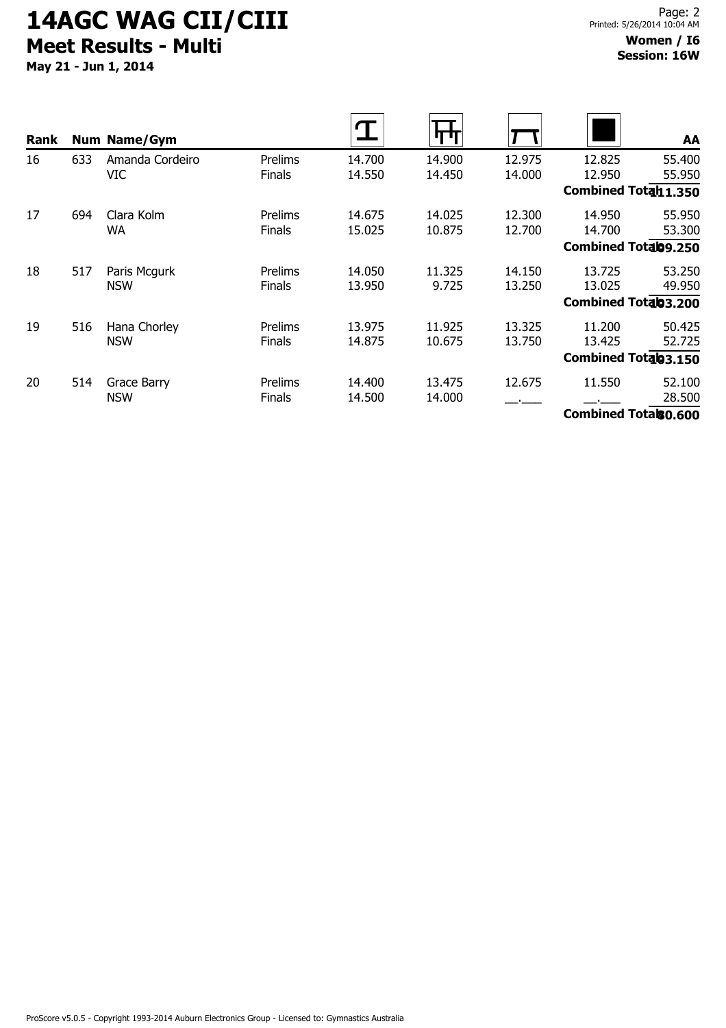# 14AGC WAG CII/CIII

## Meet Results - Multi

**May 21 - Jun 1, 2014**

**Women / I6**
**Session: 16W**

| Rank | Num | Name/Gym | | Vault | Bars | Beam | Floor | AA |
|---|---|---|---|---|---|---|---|---|
| 16 | 633 | Amanda Cordeiro | Prelims | 14.700 | 14.900 | 12.975 | 12.825 | 55.400 |
| | | VIC | Finals | 14.550 | 14.450 | 14.000 | 12.950 | 55.950 |
| | | | | | | | **Combined Total** | **111.350** |
| 17 | 694 | Clara Kolm | Prelims | 14.675 | 14.025 | 12.300 | 14.950 | 55.950 |
| | | WA | Finals | 15.025 | 10.875 | 12.700 | 14.700 | 53.300 |
| | | | | | | | **Combined Total** | **109.250** |
| 18 | 517 | Paris Mcgurk | Prelims | 14.050 | 11.325 | 14.150 | 13.725 | 53.250 |
| | | NSW | Finals | 13.950 | 9.725 | 13.250 | 13.025 | 49.950 |
| | | | | | | | **Combined Total** | **103.200** |
| 19 | 516 | Hana Chorley | Prelims | 13.975 | 11.925 | 13.325 | 11.200 | 50.425 |
| | | NSW | Finals | 14.875 | 10.675 | 13.750 | 13.425 | 52.725 |
| | | | | | | | **Combined Total** | **103.150** |
| 20 | 514 | Grace Barry | Prelims | 14.400 | 13.475 | 12.675 | 11.550 | 52.100 |
| | | NSW | Finals | 14.500 | 14.000 | \_\_.\_\_\_ | \_\_.\_\_\_ | 28.500 |
| | | | | | | | **Combined Total** | **80.600** |